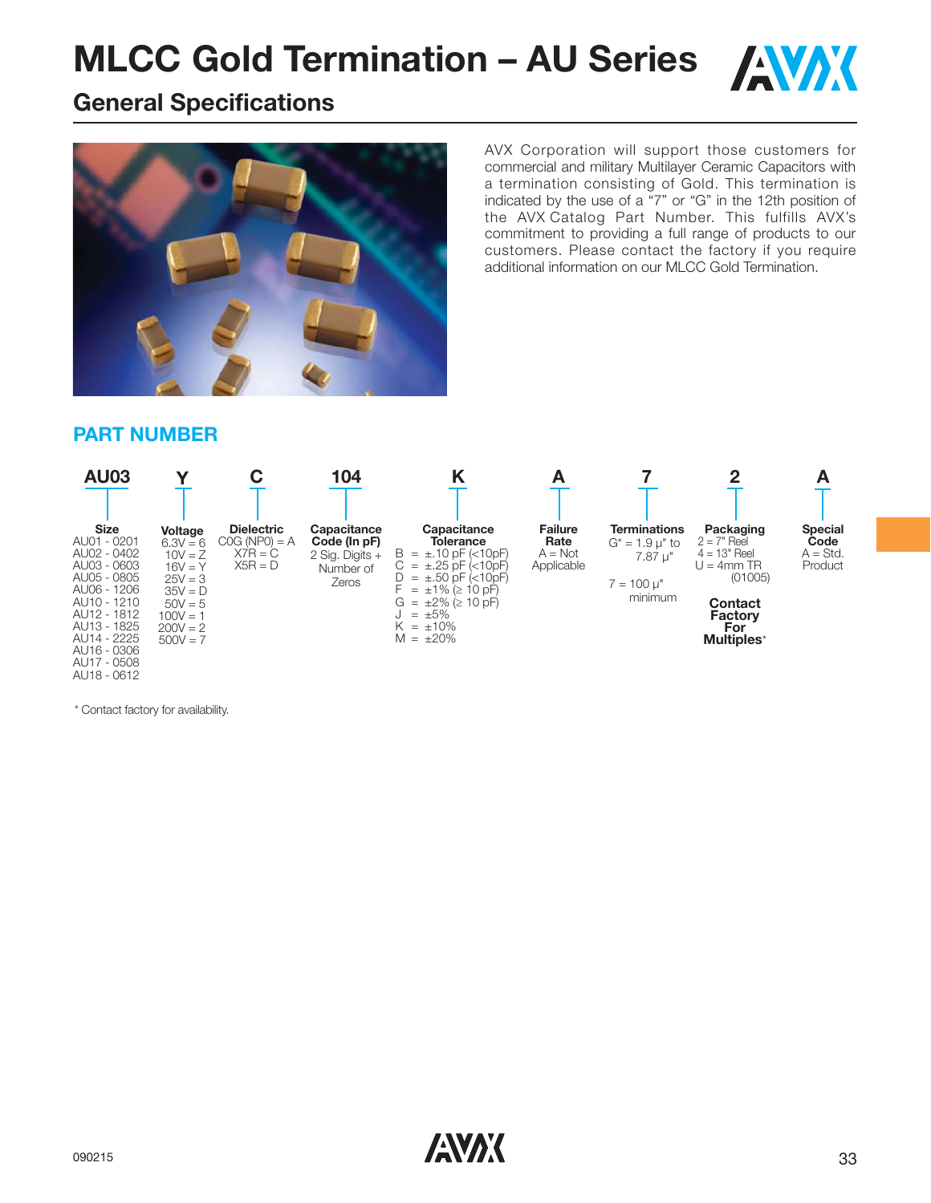# MLCC Gold Termination – AU Series

## General Specifications

AVX Corporation will support those customers for commercial and military Multilayer Ceramic Capacitors with a termination consisting of Gold. This termination is indicated by the use of a "7" or "G" in the 12th position of the AVX Catalog Part Number. This fulfills AVX's commitment to providing a full range of products to our customers. Please contact the factory if you require additional information on our MLCC Gold Termination.

### PART NUMBER

| AU03 | Y | C | 104 | K | A | 7 | 2 | A |
|---|---|---|---|---|---|---|---|---|
| **Size** | **Voltage** | **Dielectric** | **Capacitance Code (In pF)** | **Capacitance Tolerance** | **Failure Rate** | **Terminations** | **Packaging** | **Special Code** |
| AU01 - 0201<br>AU02 - 0402<br>AU03 - 0603<br>AU05 - 0805<br>AU06 - 1206<br>AU10 - 1210<br>AU12 - 1812<br>AU13 - 1825<br>AU14 - 2225<br>AU16 - 0306<br>AU17 - 0508<br>AU18 - 0612 | 6.3V = 6<br>10V = Z<br>16V = Y<br>25V = 3<br>35V = D<br>50V = 5<br>100V = 1<br>200V = 2<br>500V = 7 | C0G (NP0) = A<br>X7R = C<br>X5R = D | 2 Sig. Digits + Number of Zeros | B = ±.10 pF (<10pF)<br>C = ±.25 pF (<10pF)<br>D = ±.50 pF (<10pF)<br>F = ±1% (≥ 10 pF)<br>G = ±2% (≥ 10 pF)<br>J = ±5%<br>K = ±10%<br>M = ±20% | A = Not Applicable | G* = 1.9 µ" to 7.87 µ"<br><br>7 = 100 µ" minimum | 2 = 7" Reel<br>4 = 13" Reel<br>U = 4mm TR (01005)<br><br>**Contact Factory For Multiples*** | A = Std. Product |

* Contact factory for availability.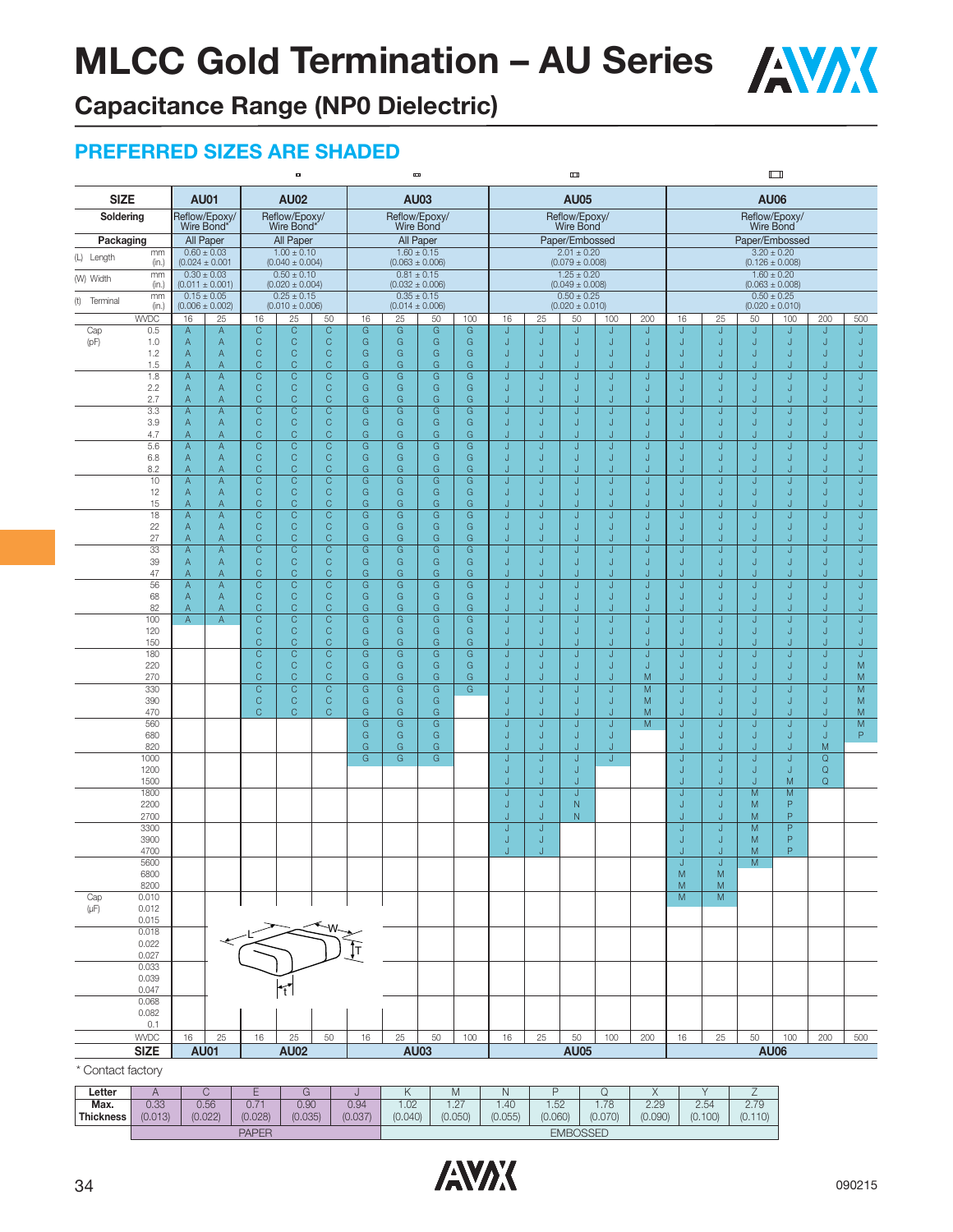# MLCC Gold Termination – AU Series

## Capacitance Range (NP0 Dielectric)

### PREFERRED SIZES ARE SHADED

| SIZE | | AU01 | | AU02 | | | AU03 | | | | AU05 | | | | | AU06 | | | | | |
|---|---|---|---|---|---|---|---|---|---|---|---|---|---|---|---|---|---|---|---|---|---|
| Soldering | | Reflow/Epoxy/ Wire Bond* | | Reflow/Epoxy/ Wire Bond* | | | Reflow/Epoxy/ Wire Bond | | | | Reflow/Epoxy/ Wire Bond | | | | | Reflow/Epoxy/ Wire Bond | | | | | |
| Packaging | | All Paper | | All Paper | | | All Paper | | | | Paper/Embossed | | | | | Paper/Embossed | | | | | |
| (L) Length | mm (in.) | 0.60 ± 0.03 (0.024 ± 0.001) | | 1.00 ± 0.10 (0.040 ± 0.004) | | | 1.60 ± 0.15 (0.063 ± 0.006) | | | | 2.01 ± 0.20 (0.079 ± 0.008) | | | | | 3.20 ± 0.20 (0.126 ± 0.008) | | | | | |
| (W) Width | mm (in.) | 0.30 ± 0.03 (0.011 ± 0.001) | | 0.50 ± 0.10 (0.020 ± 0.004) | | | 0.81 ± 0.15 (0.032 ± 0.006) | | | | 1.25 ± 0.20 (0.049 ± 0.008) | | | | | 1.60 ± 0.20 (0.063 ± 0.008) | | | | | |
| (t) Terminal | mm (in.) | 0.15 ± 0.05 (0.006 ± 0.002) | | 0.25 ± 0.15 (0.010 ± 0.006) | | | 0.35 ± 0.15 (0.014 ± 0.006) | | | | 0.50 ± 0.25 (0.020 ± 0.010) | | | | | 0.50 ± 0.25 (0.020 ± 0.010) | | | | | |
| | WVDC | 16 | 25 | 16 | 25 | 50 | 16 | 25 | 50 | 100 | 16 | 25 | 50 | 100 | 200 | 16 | 25 | 50 | 100 | 200 | 500 |
| Cap (pF) | 0.5 | A | A | C | C | C | G | G | G | G | J | J | J | J | J | J | J | J | J | J | J |
| | 1.0 | A | A | C | C | C | G | G | G | G | J | J | J | J | J | J | J | J | J | J | J |
| | 1.2 | A | A | C | C | C | G | G | G | G | J | J | J | J | J | J | J | J | J | J | J |
| | 1.5 | A | A | C | C | C | G | G | G | G | J | J | J | J | J | J | J | J | J | J | J |
| | 1.8 | A | A | C | C | C | G | G | G | G | J | J | J | J | J | J | J | J | J | J | J |
| | 2.2 | A | A | C | C | C | G | G | G | G | J | J | J | J | J | J | J | J | J | J | J |
| | 2.7 | A | A | C | C | C | G | G | G | G | J | J | J | J | J | J | J | J | J | J | J |
| | 3.3 | A | A | C | C | C | G | G | G | G | J | J | J | J | J | J | J | J | J | J | J |
| | 3.9 | A | A | C | C | C | G | G | G | G | J | J | J | J | J | J | J | J | J | J | J |
| | 4.7 | A | A | C | C | C | G | G | G | G | J | J | J | J | J | J | J | J | J | J | J |
| | 5.6 | A | A | C | C | C | G | G | G | G | J | J | J | J | J | J | J | J | J | J | J |
| | 6.8 | A | A | C | C | C | G | G | G | G | J | J | J | J | J | J | J | J | J | J | J |
| | 8.2 | A | A | C | C | C | G | G | G | G | J | J | J | J | J | J | J | J | J | J | J |
| | 10 | A | A | C | C | C | G | G | G | G | J | J | J | J | J | J | J | J | J | J | J |
| | 12 | A | A | C | C | C | G | G | G | G | J | J | J | J | J | J | J | J | J | J | J |
| | 15 | A | A | C | C | C | G | G | G | G | J | J | J | J | J | J | J | J | J | J | J |
| | 18 | A | A | C | C | C | G | G | G | G | J | J | J | J | J | J | J | J | J | J | J |
| | 22 | A | A | C | C | C | G | G | G | G | J | J | J | J | J | J | J | J | J | J | J |
| | 27 | A | A | C | C | C | G | G | G | G | J | J | J | J | J | J | J | J | J | J | J |
| | 33 | A | A | C | C | C | G | G | G | G | J | J | J | J | J | J | J | J | J | J | J |
| | 39 | A | A | C | C | C | G | G | G | G | J | J | J | J | J | J | J | J | J | J | J |
| | 47 | A | A | C | C | C | G | G | G | G | J | J | J | J | J | J | J | J | J | J | J |
| | 56 | A | A | C | C | C | G | G | G | G | J | J | J | J | J | J | J | J | J | J | J |
| | 68 | A | A | C | C | C | G | G | G | G | J | J | J | J | J | J | J | J | J | J | J |
| | 82 | A | A | C | C | C | G | G | G | G | J | J | J | J | J | J | J | J | J | J | J |
| | 100 | A | A | C | C | C | G | G | G | G | J | J | J | J | J | J | J | J | J | J | J |
| | 120 | | | C | C | C | G | G | G | G | J | J | J | J | J | J | J | J | J | J | J |
| | 150 | | | C | C | C | G | G | G | G | J | J | J | J | J | J | J | J | J | J | J |
| | 180 | | | C | C | C | G | G | G | G | J | J | J | J | J | J | J | J | J | J | J |
| | 220 | | | C | C | C | G | G | G | G | J | J | J | J | J | J | J | J | J | J | M |
| | 270 | | | C | C | C | G | G | G | G | J | J | J | J | M | J | J | J | J | J | M |
| | 330 | | | C | C | C | G | G | G | G | J | J | J | J | M | J | J | J | J | J | M |
| | 390 | | | C | C | C | G | G | G | | J | J | J | J | M | J | J | J | J | J | M |
| | 470 | | | C | C | C | G | G | G | | J | J | J | J | M | J | J | J | J | J | M |
| | 560 | | | | | | G | G | G | | J | J | J | J | M | J | J | J | J | J | M |
| | 680 | | | | | | G | G | G | | J | J | J | J | | J | J | J | J | J | P |
| | 820 | | | | | | G | G | G | | J | J | J | J | | J | J | J | J | M | |
| | 1000 | | | | | | G | G | G | | J | J | J | J | | J | J | J | J | Q | |
| | 1200 | | | | | | | | | | J | J | J | | | J | J | J | J | Q | |
| | 1500 | | | | | | | | | | J | J | J | | | J | J | J | M | Q | |
| | 1800 | | | | | | | | | | J | J | J | | | J | J | M | M | | |
| | 2200 | | | | | | | | | | J | J | N | | | J | J | M | P | | |
| | 2700 | | | | | | | | | | J | J | N | | | J | J | M | P | | |
| | 3300 | | | | | | | | | | J | J | | | | J | J | M | P | | |
| | 3900 | | | | | | | | | | J | J | | | | J | J | M | P | | |
| | 4700 | | | | | | | | | | J | J | | | | J | J | M | P | | |
| | 5600 | | | | | | | | | | | | | | | J | J | M | | | |
| | 6800 | | | | | | | | | | | | | | | M | M | | | | |
| | 8200 | | | | | | | | | | | | | | | M | M | | | | |
| Cap (μF) | 0.010 | | | | | | | | | | | | | | | M | M | | | | |
| | 0.012 | | | | | | | | | | | | | | | | | | | | |
| | 0.015 | | | | | | | | | | | | | | | | | | | | |
| | 0.018 | | | | | | | | | | | | | | | | | | | | |
| | 0.022 | | | | | | | | | | | | | | | | | | | | |
| | 0.027 | | | | | | | | | | | | | | | | | | | | |
| | 0.033 | | | | | | | | | | | | | | | | | | | | |
| | 0.039 | | | | | | | | | | | | | | | | | | | | |
| | 0.047 | | | | | | | | | | | | | | | | | | | | |
| | 0.068 | | | | | | | | | | | | | | | | | | | | |
| | 0.082 | | | | | | | | | | | | | | | | | | | | |
| | 0.1 | | | | | | | | | | | | | | | | | | | | |
| | WVDC | 16 | 25 | 16 | 25 | 50 | 16 | 25 | 50 | 100 | 16 | 25 | 50 | 100 | 200 | 16 | 25 | 50 | 100 | 200 | 500 |
| SIZE | | AU01 | | AU02 | | | AU03 | | | | AU05 | | | | | AU06 | | | | | |

* Contact factory

| Letter | A | C | E | G | J | K | M | N | P | Q | X | Y | Z |
|---|---|---|---|---|---|---|---|---|---|---|---|---|---|
| Max. Thickness | 0.33 (0.013) | 0.56 (0.022) | 0.71 (0.028) | 0.90 (0.035) | 0.94 (0.037) | 1.02 (0.040) | 1.27 (0.050) | 1.40 (0.055) | 1.52 (0.060) | 1.78 (0.070) | 2.29 (0.090) | 2.54 (0.100) | 2.79 (0.110) |
| | PAPER | | | | | EMBOSSED | | | | | | | |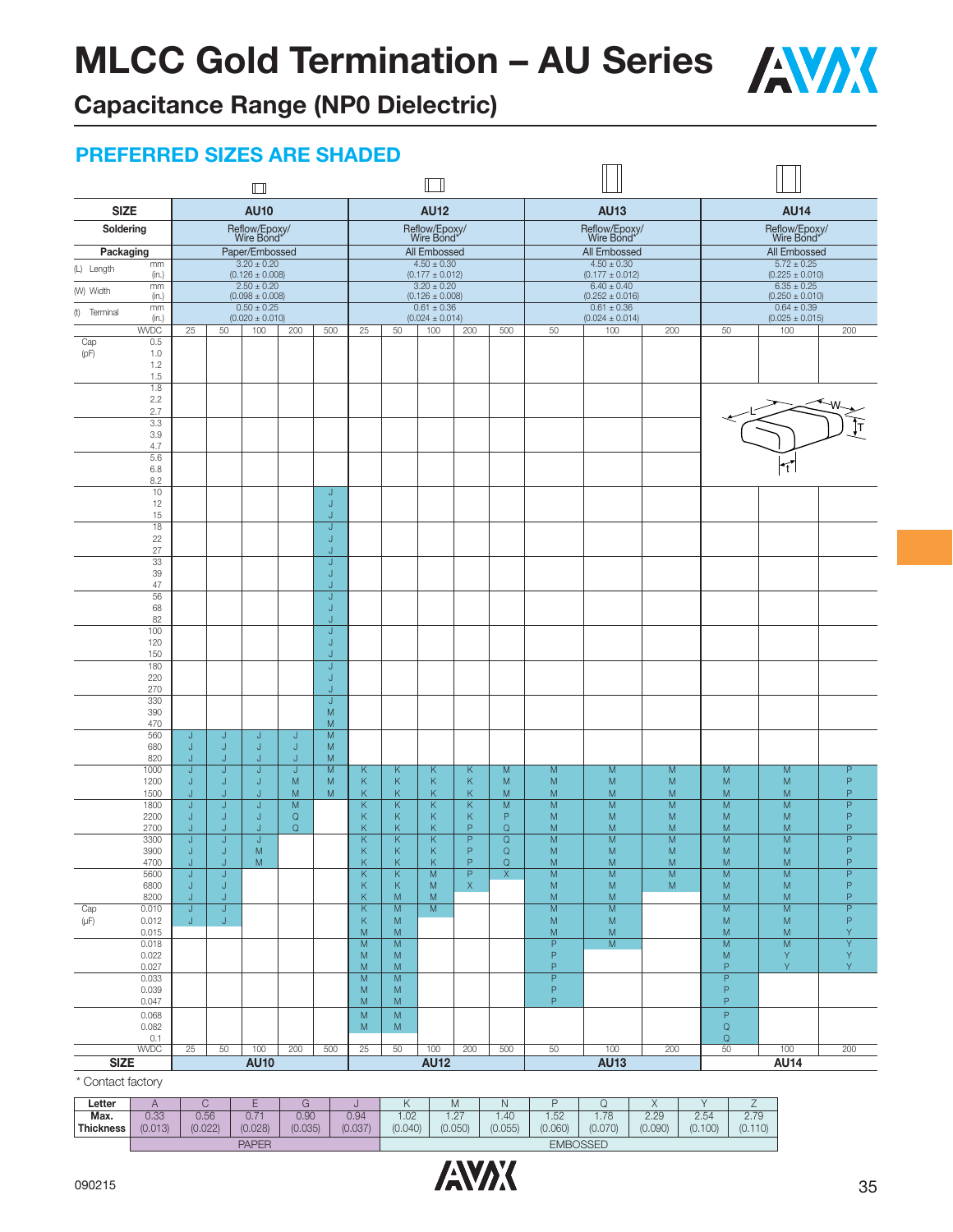# MLCC Gold Termination – AU Series

## Capacitance Range (NP0 Dielectric)

### PREFERRED SIZES ARE SHADED

| SIZE | | AU10 | | | | | AU12 | | | | | AU13 | | | AU14 | | |
|---|---|---|---|---|---|---|---|---|---|---|---|---|---|---|---|---|---|
| Soldering | | Reflow/Epoxy/ Wire Bond* | | | | | Reflow/Epoxy/ Wire Bond* | | | | | Reflow/Epoxy/ Wire Bond* | | | Reflow/Epoxy/ Wire Bond* | | |
| Packaging | | Paper/Embossed | | | | | All Embossed | | | | | All Embossed | | | All Embossed | | |
| (L) Length | mm (in.) | 3.20 ± 0.20 (0.126 ± 0.008) | | | | | 4.50 ± 0.30 (0.177 ± 0.012) | | | | | 4.50 ± 0.30 (0.177 ± 0.012) | | | 5.72 ± 0.25 (0.225 ± 0.010) | | |
| (W) Width | mm (in.) | 2.50 ± 0.20 (0.098 ± 0.008) | | | | | 3.20 ± 0.20 (0.126 ± 0.008) | | | | | 6.40 ± 0.40 (0.252 ± 0.016) | | | 6.35 ± 0.25 (0.250 ± 0.010) | | |
| (t) Terminal | mm (in.) | 0.50 ± 0.25 (0.020 ± 0.010) | | | | | 0.61 ± 0.36 (0.024 ± 0.014) | | | | | 0.61 ± 0.36 (0.024 ± 0.014) | | | 0.64 ± 0.39 (0.025 ± 0.015) | | |
| | WVDC | 25 | 50 | 100 | 200 | 500 | 25 | 50 | 100 | 200 | 500 | 50 | 100 | 200 | 50 | 100 | 200 |
| Cap (pF) | 0.5 | | | | | | | | | | | | | | | | |
| | 1.0 | | | | | | | | | | | | | | | | |
| | 1.2 | | | | | | | | | | | | | | | | |
| | 1.5 | | | | | | | | | | | | | | | | |
| | 1.8 | | | | | | | | | | | | | | | | |
| | 2.2 | | | | | | | | | | | | | | | | |
| | 2.7 | | | | | | | | | | | | | | | | |
| | 3.3 | | | | | | | | | | | | | | | | |
| | 3.9 | | | | | | | | | | | | | | | | |
| | 4.7 | | | | | | | | | | | | | | | | |
| | 5.6 | | | | | | | | | | | | | | | | |
| | 6.8 | | | | | | | | | | | | | | | | |
| | 8.2 | | | | | | | | | | | | | | | | |
| | 10 | | | | | J | | | | | | | | | | | |
| | 12 | | | | | J | | | | | | | | | | | |
| | 15 | | | | | J | | | | | | | | | | | |
| | 18 | | | | | J | | | | | | | | | | | |
| | 22 | | | | | J | | | | | | | | | | | |
| | 27 | | | | | J | | | | | | | | | | | |
| | 33 | | | | | J | | | | | | | | | | | |
| | 39 | | | | | J | | | | | | | | | | | |
| | 47 | | | | | J | | | | | | | | | | | |
| | 56 | | | | | J | | | | | | | | | | | |
| | 68 | | | | | J | | | | | | | | | | | |
| | 82 | | | | | J | | | | | | | | | | | |
| | 100 | | | | | J | | | | | | | | | | | |
| | 120 | | | | | J | | | | | | | | | | | |
| | 150 | | | | | J | | | | | | | | | | | |
| | 180 | | | | | J | | | | | | | | | | | |
| | 220 | | | | | J | | | | | | | | | | | |
| | 270 | | | | | J | | | | | | | | | | | |
| | 330 | | | | | J | | | | | | | | | | | |
| | 390 | | | | | M | | | | | | | | | | | |
| | 470 | | | | | M | | | | | | | | | | | |
| | 560 | J | J | J | J | M | | | | | | | | | | | |
| | 680 | J | J | J | J | M | | | | | | | | | | | |
| | 820 | J | J | J | J | M | | | | | | | | | | | |
| | 1000 | J | J | J | J | M | K | K | K | K | M | M | M | M | M | M | P |
| | 1200 | J | J | J | M | M | K | K | K | K | M | M | M | M | M | M | P |
| | 1500 | J | J | J | M | M | K | K | K | K | M | M | M | M | M | M | P |
| | 1800 | J | J | J | M | | K | K | K | K | M | M | M | M | M | M | P |
| | 2200 | J | J | J | Q | | K | K | K | K | P | M | M | M | M | M | P |
| | 2700 | J | J | J | Q | | K | K | K | P | Q | M | M | M | M | M | P |
| | 3300 | J | J | J | | | K | K | K | P | Q | M | M | M | M | M | P |
| | 3900 | J | J | M | | | K | K | K | P | Q | M | M | M | M | M | P |
| | 4700 | J | J | M | | | K | K | K | P | Q | M | M | M | M | M | P |
| | 5600 | J | J | | | | K | K | M | P | X | M | M | M | M | M | P |
| | 6800 | J | J | | | | K | K | M | X | | M | M | M | M | M | P |
| | 8200 | J | J | | | | K | M | M | | | M | M | | M | M | P |
| Cap (μF) | 0.010 | J | J | | | | K | M | M | | | M | M | | M | M | P |
| | 0.012 | J | J | | | | K | M | | | | M | M | | M | M | P |
| | 0.015 | | | | | | M | M | | | | M | M | | M | M | Y |
| | 0.018 | | | | | | M | M | | | | P | M | | M | M | Y |
| | 0.022 | | | | | | M | M | | | | P | | | M | Y | Y |
| | 0.027 | | | | | | M | M | | | | P | | | P | Y | Y |
| | 0.033 | | | | | | M | M | | | | P | | | P | | |
| | 0.039 | | | | | | M | M | | | | P | | | P | | |
| | 0.047 | | | | | | M | M | | | | P | | | P | | |
| | 0.068 | | | | | | M | M | | | | | | | P | | |
| | 0.082 | | | | | | M | M | | | | | | | Q | | |
| | 0.1 | | | | | | | | | | | | | | Q | | |
| | WVDC | 25 | 50 | 100 | 200 | 500 | 25 | 50 | 100 | 200 | 500 | 50 | 100 | 200 | 50 | 100 | 200 |
| SIZE | | AU10 | | | | | AU12 | | | | | AU13 | | | AU14 | | |

\* Contact factory

| Letter | A | C | E | G | J | K | M | N | P | Q | X | Y | Z |
|---|---|---|---|---|---|---|---|---|---|---|---|---|---|
| Max. Thickness | 0.33 (0.013) | 0.56 (0.022) | 0.71 (0.028) | 0.90 (0.035) | 0.94 (0.037) | 1.02 (0.040) | 1.27 (0.050) | 1.40 (0.055) | 1.52 (0.060) | 1.78 (0.070) | 2.29 (0.090) | 2.54 (0.100) | 2.79 (0.110) |
| | PAPER | | | | | EMBOSSED | | | | | | | |

090215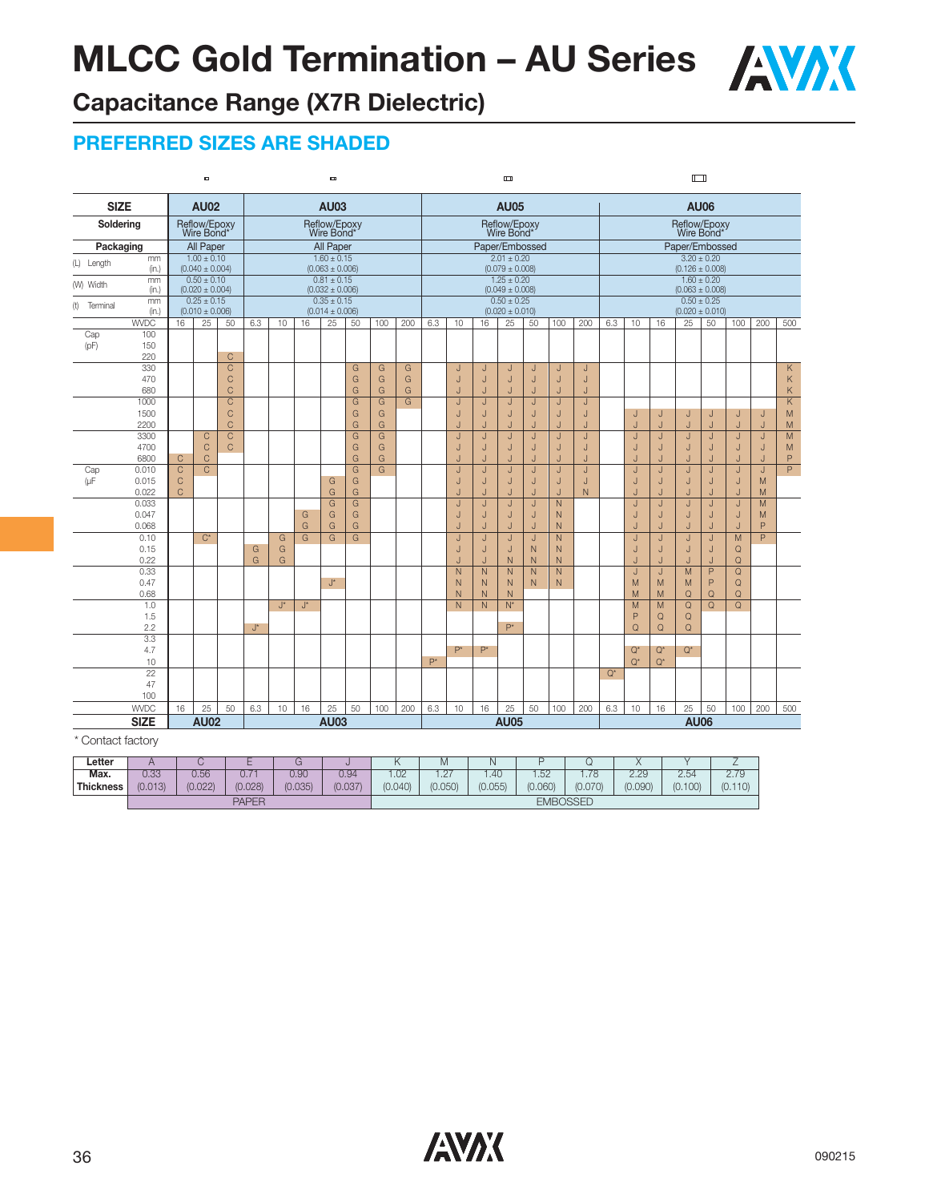# MLCC Gold Termination – AU Series

## Capacitance Range (X7R Dielectric)

### PREFERRED SIZES ARE SHADED

| SIZE | | AU02 | | | AU03 | | | | | | | AU05 | | | | | | | AU06 | | | | | | | |
|---|---|---|---|---|---|---|---|---|---|---|---|---|---|---|---|---|---|---|---|---|---|---|---|---|---|---|
| Soldering | | Reflow/Epoxy Wire Bond* | | | Reflow/Epoxy Wire Bond* | | | | | | | Reflow/Epoxy Wire Bond* | | | | | | | Reflow/Epoxy Wire Bond* | | | | | | | |
| Packaging | | All Paper | | | All Paper | | | | | | | Paper/Embossed | | | | | | | Paper/Embossed | | | | | | | |
| (L) Length | mm (in.) | 1.00 ± 0.10 (0.040 ± 0.004) | | | 1.60 ± 0.15 (0.063 ± 0.006) | | | | | | | 2.01 ± 0.20 (0.079 ± 0.008) | | | | | | | 3.20 ± 0.20 (0.126 ± 0.008) | | | | | | | |
| (W) Width | mm (in.) | 0.50 ± 0.10 (0.020 ± 0.004) | | | 0.81 ± 0.15 (0.032 ± 0.006) | | | | | | | 1.25 ± 0.20 (0.049 ± 0.008) | | | | | | | 1.60 ± 0.20 (0.063 ± 0.008) | | | | | | | |
| (t) Terminal | mm (in.) | 0.25 ± 0.15 (0.010 ± 0.006) | | | 0.35 ± 0.15 (0.014 ± 0.006) | | | | | | | 0.50 ± 0.25 (0.020 ± 0.010) | | | | | | | 0.50 ± 0.25 (0.020 ± 0.010) | | | | | | | |
| | WVDC | 16 | 25 | 50 | 6.3 | 10 | 16 | 25 | 50 | 100 | 200 | 6.3 | 10 | 16 | 25 | 50 | 100 | 200 | 6.3 | 10 | 16 | 25 | 50 | 100 | 200 | 500 |
| Cap (pF) | 100 | | | | | | | | | | | | | | | | | | | | | | | | | |
| | 150 | | | | | | | | | | | | | | | | | | | | | | | | | |
| | 220 | | | C | | | | | | | | | | | | | | | | | | | | | | |
| | 330 | | | C | | | | | G | G | G | | J | J | J | J | J | J | | | | | | | | K |
| | 470 | | | C | | | | | G | G | G | | J | J | J | J | J | J | | | | | | | | K |
| | 680 | | | C | | | | | G | G | G | | J | J | J | J | J | J | | | | | | | | K |
| | 1000 | | | C | | | | | G | G | G | | J | J | J | J | J | J | | | | | | | | K |
| | 1500 | | | C | | | | | G | G | | | J | J | J | J | J | J | | J | J | J | J | J | J | M |
| | 2200 | | | C | | | | | G | G | | | J | J | J | J | J | J | | J | J | J | J | J | J | M |
| | 3300 | | C | C | | | | | G | G | | | J | J | J | J | J | J | | J | J | J | J | J | J | M |
| | 4700 | | C | C | | | | | G | G | | | J | J | J | J | J | J | | J | J | J | J | J | J | M |
| | 6800 | C | C | | | | | | G | G | | | J | J | J | J | J | J | | J | J | J | J | J | J | P |
| Cap (µF) | 0.010 | C | C | | | | | | G | G | | | J | J | J | J | J | J | | J | J | J | J | J | J | P |
| | 0.015 | C | | | | | | G | G | | | | J | J | J | J | J | J | | J | J | J | J | J | M | |
| | 0.022 | C | | | | | | G | G | | | | J | J | J | J | J | N | | J | J | J | J | J | M | |
| | 0.033 | | | | | | | G | G | | | | J | J | J | J | N | | | J | J | J | J | J | M | |
| | 0.047 | | | | | | G | G | G | | | | J | J | J | J | N | | | J | J | J | J | J | M | |
| | 0.068 | | | | | | G | G | G | | | | J | J | J | J | N | | | J | J | J | J | J | P | |
| | 0.10 | | C* | | | G | G | G | G | | | | J | J | J | J | N | | | J | J | J | J | M | P | |
| | 0.15 | | | | G | G | | | | | | | J | J | J | N | N | | | J | J | J | J | Q | | |
| | 0.22 | | | | G | G | | | | | | | J | J | N | N | N | | | J | J | J | J | Q | | |
| | 0.33 | | | | | | | | | | | | N | N | N | N | N | | | J | J | M | P | Q | | |
| | 0.47 | | | | | | | J* | | | | | N | N | N | N | N | | | M | M | M | P | Q | | |
| | 0.68 | | | | | | | | | | | | N | N | N | | | | | M | M | Q | Q | Q | | |
| | 1.0 | | | | | J* | J* | | | | | | N | N | N* | | | | | M | M | Q | Q | Q | | |
| | 1.5 | | | | | | | | | | | | | | | | | | | P | Q | Q | | | | |
| | 2.2 | | | | J* | | | | | | | | | | P* | | | | | Q | Q | Q | | | | |
| | 3.3 | | | | | | | | | | | | | | | | | | | | | | | | | |
| | 4.7 | | | | | | | | | | | | P* | P* | | | | | | Q* | Q* | Q* | | | | |
| | 10 | | | | | | | | | | | P* | | | | | | | | Q* | Q* | | | | | |
| | 22 | | | | | | | | | | | | | | | | | | Q* | | | | | | | |
| | 47 | | | | | | | | | | | | | | | | | | | | | | | | | |
| | 100 | | | | | | | | | | | | | | | | | | | | | | | | | |
| | WVDC | 16 | 25 | 50 | 6.3 | 10 | 16 | 25 | 50 | 100 | 200 | 6.3 | 10 | 16 | 25 | 50 | 100 | 200 | 6.3 | 10 | 16 | 25 | 50 | 100 | 200 | 500 |
| SIZE | | AU02 | | | AU03 | | | | | | | AU05 | | | | | | | AU06 | | | | | | | |

\* Contact factory

| Letter | A | C | E | G | J | K | M | N | P | Q | X | Y | Z |
|---|---|---|---|---|---|---|---|---|---|---|---|---|---|
| Max. Thickness | 0.33 (0.013) | 0.56 (0.022) | 0.71 (0.028) | 0.90 (0.035) | 0.94 (0.037) | 1.02 (0.040) | 1.27 (0.050) | 1.40 (0.055) | 1.52 (0.060) | 1.78 (0.070) | 2.29 (0.090) | 2.54 (0.100) | 2.79 (0.110) |
| | PAPER | | | | | EMBOSSED | | | | | | | |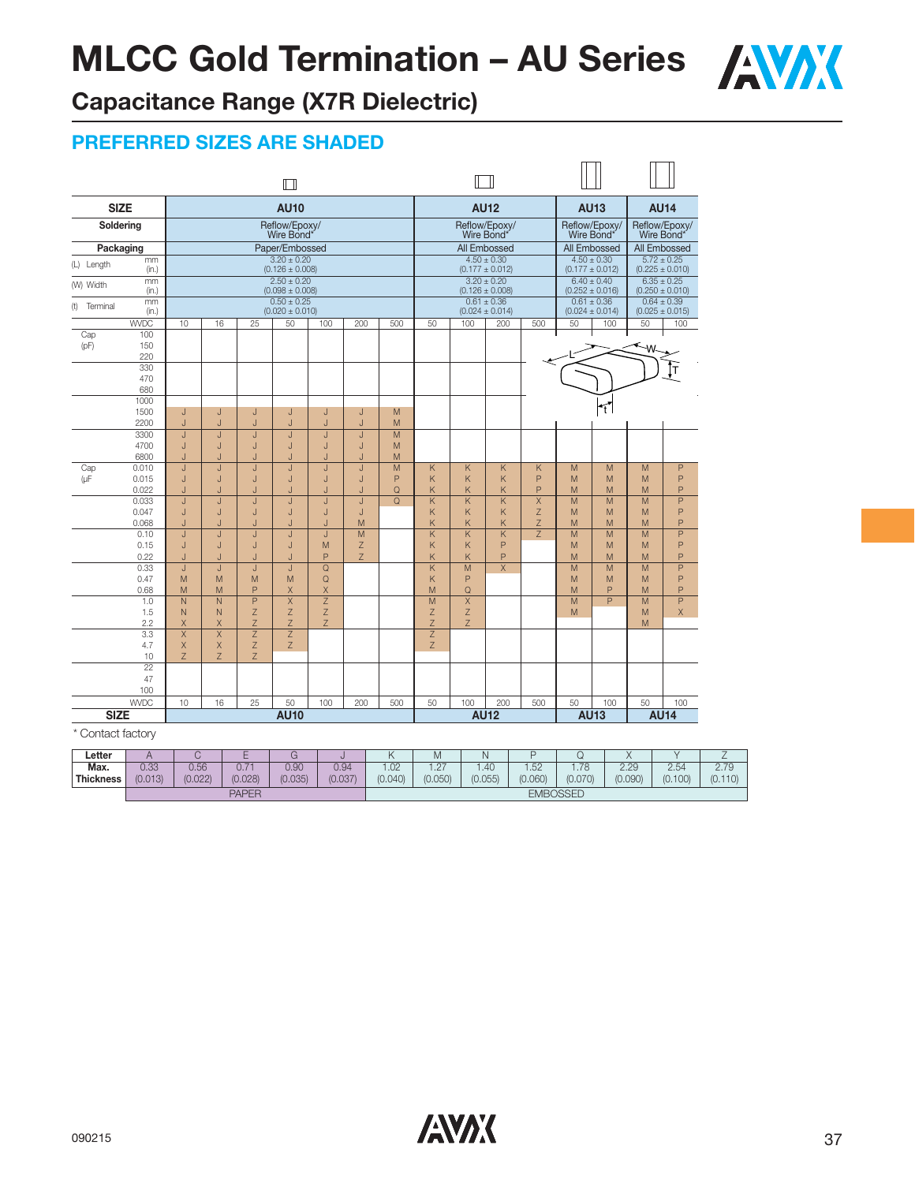# MLCC Gold Termination – AU Series

## Capacitance Range (X7R Dielectric)

### PREFERRED SIZES ARE SHADED

| SIZE | | AU10 | | | | | | | AU12 | | | | AU13 | | AU14 | |
|---|---|---|---|---|---|---|---|---|---|---|---|---|---|---|---|---|
| Soldering | | Reflow/Epoxy/ Wire Bond* | | | | | | | Reflow/Epoxy/ Wire Bond* | | | | Reflow/Epoxy/ Wire Bond* | | Reflow/Epoxy/ Wire Bond* | |
| Packaging | | Paper/Embossed | | | | | | | All Embossed | | | | All Embossed | | All Embossed | |
| (L) Length | mm (in.) | 3.20 ± 0.20 (0.126 ± 0.008) | | | | | | | 4.50 ± 0.30 (0.177 ± 0.012) | | | | 4.50 ± 0.30 (0.177 ± 0.012) | | 5.72 ± 0.25 (0.225 ± 0.010) | |
| (W) Width | mm (in.) | 2.50 ± 0.20 (0.098 ± 0.008) | | | | | | | 3.20 ± 0.20 (0.126 ± 0.008) | | | | 6.40 ± 0.40 (0.252 ± 0.016) | | 6.35 ± 0.25 (0.250 ± 0.010) | |
| (t) Terminal | mm (in.) | 0.50 ± 0.25 (0.020 ± 0.010) | | | | | | | 0.61 ± 0.36 (0.024 ± 0.014) | | | | 0.61 ± 0.36 (0.024 ± 0.014) | | 0.64 ± 0.39 (0.025 ± 0.015) | |
| | WVDC | 10 | 16 | 25 | 50 | 100 | 200 | 500 | 50 | 100 | 200 | 500 | 50 | 100 | 50 | 100 |
| Cap (pF) | 100 | | | | | | | | | | | | | | | |
| | 150 | | | | | | | | | | | | | | | |
| | 220 | | | | | | | | | | | | | | | |
| | 330 | | | | | | | | | | | | | | | |
| | 470 | | | | | | | | | | | | | | | |
| | 680 | | | | | | | | | | | | | | | |
| | 1000 | | | | | | | | | | | | | | | |
| | 1500 | J | J | J | J | J | J | M | | | | | | | | |
| | 2200 | J | J | J | J | J | J | M | | | | | | | | |
| | 3300 | J | J | J | J | J | J | M | | | | | | | | |
| | 4700 | J | J | J | J | J | J | M | | | | | | | | |
| | 6800 | J | J | J | J | J | J | M | | | | | | | | |
| Cap (μF) | 0.010 | J | J | J | J | J | J | M | K | K | K | K | M | M | M | P |
| | 0.015 | J | J | J | J | J | J | P | K | K | K | P | M | M | M | P |
| | 0.022 | J | J | J | J | J | J | Q | K | K | K | P | M | M | M | P |
| | 0.033 | J | J | J | J | J | J | Q | K | K | K | X | M | M | M | P |
| | 0.047 | J | J | J | J | J | J | | K | K | K | Z | M | M | M | P |
| | 0.068 | J | J | J | J | J | M | | K | K | K | Z | M | M | M | P |
| | 0.10 | J | J | J | J | J | M | | K | K | K | Z | M | M | M | P |
| | 0.15 | J | J | J | J | M | Z | | K | K | P | | M | M | M | P |
| | 0.22 | J | J | J | J | P | Z | | K | K | P | | M | M | M | P |
| | 0.33 | J | J | J | J | Q | | | K | M | X | | M | M | M | P |
| | 0.47 | M | M | M | M | Q | | | K | P | | | M | M | M | P |
| | 0.68 | M | M | P | X | X | | | M | Q | | | M | P | M | P |
| | 1.0 | N | N | P | X | Z | | | M | X | | | M | P | M | P |
| | 1.5 | N | N | Z | Z | Z | | | Z | Z | | | M | | M | X |
| | 2.2 | X | X | Z | Z | Z | | | Z | Z | | | | | M | |
| | 3.3 | X | X | Z | Z | | | | Z | | | | | | | |
| | 4.7 | X | X | Z | Z | | | | Z | | | | | | | |
| | 10 | Z | Z | Z | | | | | | | | | | | | |
| | 22 | | | | | | | | | | | | | | | |
| | 47 | | | | | | | | | | | | | | | |
| | 100 | | | | | | | | | | | | | | | |
| | WVDC | 10 | 16 | 25 | 50 | 100 | 200 | 500 | 50 | 100 | 200 | 500 | 50 | 100 | 50 | 100 |
| SIZE | | AU10 | | | | | | | AU12 | | | | AU13 | | AU14 | |

\* Contact factory

| Letter | A | C | E | G | J | K | M | N | P | Q | X | Y | Z |
|---|---|---|---|---|---|---|---|---|---|---|---|---|---|
| Max. Thickness | 0.33 (0.013) | 0.56 (0.022) | 0.71 (0.028) | 0.90 (0.035) | 0.94 (0.037) | 1.02 (0.040) | 1.27 (0.050) | 1.40 (0.055) | 1.52 (0.060) | 1.78 (0.070) | 2.29 (0.090) | 2.54 (0.100) | 2.79 (0.110) |
| | PAPER | | | | | EMBOSSED | | | | | | | |

090215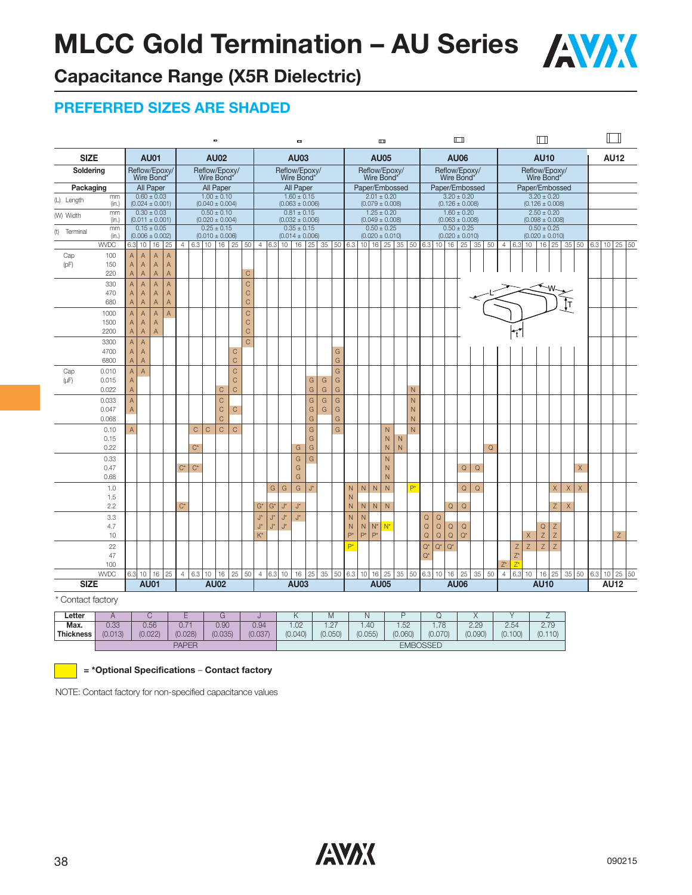# MLCC Gold Termination – AU Series

## Capacitance Range (X5R Dielectric)

### PREFERRED SIZES ARE SHADED

| SIZE | | AU01 | | | | AU02 | | | | | | AU03 | | | | | | | AU05 | | | | | | AU06 | | | | | | AU10 | | | | | | | AU12 | | | |
|---|---|---|---|---|---|---|---|---|---|---|---|---|---|---|---|---|---|---|---|---|---|---|---|---|---|---|---|---|---|---|---|---|---|---|---|---|---|---|---|---|---|
| Soldering | | Reflow/Epoxy/ Wire Bond* | | | | Reflow/Epoxy/ Wire Bond* | | | | | | Reflow/Epoxy/ Wire Bond* | | | | | | | Reflow/Epoxy/ Wire Bond* | | | | | | Reflow/Epoxy/ Wire Bond* | | | | | | Reflow/Epoxy/ Wire Bond* | | | | | | | | | | |
| Packaging | | All Paper | | | | All Paper | | | | | | All Paper | | | | | | | Paper/Embossed | | | | | | Paper/Embossed | | | | | | Paper/Embossed | | | | | | | | | | |
| (L) Length | mm (in.) | 0.60 ± 0.03 (0.024 ± 0.001) | | | | 1.00 ± 0.10 (0.040 ± 0.004) | | | | | | 1.60 ± 0.15 (0.063 ± 0.006) | | | | | | | 2.01 ± 0.20 (0.079 ± 0.008) | | | | | | 3.20 ± 0.20 (0.126 ± 0.008) | | | | | | 3.20 ± 0.20 (0.126 ± 0.008) | | | | | | | | | | |
| (W) Width | mm (in.) | 0.30 ± 0.03 (0.011 ± 0.001) | | | | 0.50 ± 0.10 (0.020 ± 0.004) | | | | | | 0.81 ± 0.15 (0.032 ± 0.006) | | | | | | | 1.25 ± 0.20 (0.049 ± 0.008) | | | | | | 1.60 ± 0.20 (0.063 ± 0.008) | | | | | | 2.50 ± 0.20 (0.098 ± 0.008) | | | | | | | | | | |
| (t) Terminal | mm (in.) | 0.15 ± 0.05 (0.006 ± 0.002) | | | | 0.25 ± 0.15 (0.010 ± 0.006) | | | | | | 0.35 ± 0.15 (0.014 ± 0.006) | | | | | | | 0.50 ± 0.25 (0.020 ± 0.010) | | | | | | 0.50 ± 0.25 (0.020 ± 0.010) | | | | | | 0.50 ± 0.25 (0.020 ± 0.010) | | | | | | | | | | |
| | WVDC | 6.3 | 10 | 16 | 25 | 4 | 6.3 | 10 | 16 | 25 | 50 | 4 | 6.3 | 10 | 16 | 25 | 35 | 50 | 6.3 | 10 | 16 | 25 | 35 | 50 | 6.3 | 10 | 16 | 25 | 35 | 50 | 4 | 6.3 | 10 | 16 | 25 | 35 | 50 | 6.3 | 10 | 25 | 50 |
| Cap (pF) | 100 | A | A | A | A | | | | | | | | | | | | | | | | | | | | | | | | | | | | | | | | | | | | |
| | 150 | A | A | A | A | | | | | | | | | | | | | | | | | | | | | | | | | | | | | | | | | | | | |
| | 220 | A | A | A | A | | | | | | C | | | | | | | | | | | | | | | | | | | | | | | | | | | | | | |
| | 330 | A | A | A | A | | | | | | C | | | | | | | | | | | | | | | | | | | | | | | | | | | | | | |
| | 470 | A | A | A | A | | | | | | C | | | | | | | | | | | | | | | | | | | | | | | | | | | | | | |
| | 680 | A | A | A | A | | | | | | C | | | | | | | | | | | | | | | | | | | | | | | | | | | | | | |
| | 1000 | A | A | A | A | | | | | | C | | | | | | | | | | | | | | | | | | | | | | | | | | | | | | |
| | 1500 | A | A | A | | | | | | | C | | | | | | | | | | | | | | | | | | | | | | | | | | | | | | |
| | 2200 | A | A | A | | | | | | | C | | | | | | | | | | | | | | | | | | | | | | | | | | | | | | |
| | 3300 | A | A | | | | | | | | C | | | | | | | | | | | | | | | | | | | | | | | | | | | | | | |
| | 4700 | A | A | | | | | | | C | | | | | | | | G | | | | | | | | | | | | | | | | | | | | | | | |
| | 6800 | A | A | | | | | | | C | | | | | | | | G | | | | | | | | | | | | | | | | | | | | | | | |
| Cap (µF) | 0.010 | A | A | | | | | | | C | | | | | | | | G | | | | | | | | | | | | | | | | | | | | | | | |
| | 0.015 | A | | | | | | | | C | | | | | | G | G | G | | | | | | | | | | | | | | | | | | | | | | | |
| | 0.022 | A | | | | | | | C | C | | | | | | G | G | G | | | | | | N | | | | | | | | | | | | | | | | | |
| | 0.033 | A | | | | | | | C | | | | | | | G | G | G | | | | | | N | | | | | | | | | | | | | | | | | |
| | 0.047 | A | | | | | | | C | C | | | | | | G | G | G | | | | | | N | | | | | | | | | | | | | | | | | |
| | 0.068 | | | | | | | | C | | | | | | | G | | G | | | | | | N | | | | | | | | | | | | | | | | | |
| | 0.10 | A | | | | | C | C | C | C | | | | | | G | | G | | | | N | | N | | | | | | | | | | | | | | | | | |
| | 0.15 | | | | | | | | | | | | | | | G | | | | | | N | N | | | | | | | | | | | | | | | | | | |
| | 0.22 | | | | | | C* | | | | | | | | G | G | | | | | | N | N | | | | | | | Q | | | | | | | | | | | |
| | 0.33 | | | | | | | | | | | | | | G | G | | | | | | N | | | | | | | | | | | | | | | | | | | |
| | 0.47 | | | | | C* | C* | | | | | | | | G | | | | | | | N | | | | | | Q | Q | | | | | | | | | X | | | | |
| | 0.68 | | | | | | | | | | | | | | G | | | | | | | N | | | | | | | | | | | | | | | | | | | |
| | 1.0 | | | | | | | | | | | | G | G | G | J* | | | N | N | N | N | | P* | | | | Q | Q | | | | | | X | X | X | | | | |
| | 1.5 | | | | | | | | | | | | | | | | | | N | | | | | | | | | | | | | | | | | | | | | | |
| | 2.2 | | | | | C* | | | | | | G* | G* | J* | J* | | | | N | N | N | N | | | | | Q | Q | | | | | | | Z | X | | | | | |
| | 3.3 | | | | | | | | | | | J* | J* | J* | J* | | | | N | N | | | | | Q | Q | | | | | | | | | | | | | | | |
| | 4.7 | | | | | | | | | | | J* | J* | J* | | | | | N | N | N* | N* | | | Q | Q | Q | Q | | | | | | Q | Z | | | | | | |
| | 10 | | | | | | | | | | | K* | | | | | | | P* | P* | P* | | | | Q | Q | Q | Q* | | | | | X | Z | Z | | | | | Z | |
| | 22 | | | | | | | | | | | | | | | | | | P* | | | | | | Q* | Q* | Q* | | | | | Z | Z | Z | Z | | | | | | |
| | 47 | | | | | | | | | | | | | | | | | | | | | | | | Q* | | | | | | | Z* | | | | | | | | | |
| | 100 | | | | | | | | | | | | | | | | | | | | | | | | | | | | | | Z* | Z* | | | | | | | | | |
| | WVDC | 6.3 | 10 | 16 | 25 | 4 | 6.3 | 10 | 16 | 25 | 50 | 4 | 6.3 | 10 | 16 | 25 | 35 | 50 | 6.3 | 10 | 16 | 25 | 35 | 50 | 6.3 | 10 | 16 | 25 | 35 | 50 | 4 | 6.3 | 10 | 16 | 25 | 35 | 50 | 6.3 | 10 | 25 | 50 |
| SIZE | | AU01 | | | | AU02 | | | | | | AU03 | | | | | | | AU05 | | | | | | AU06 | | | | | | AU10 | | | | | | | AU12 | | | |

\* Contact factory

| Letter | A | C | E | G | J | K | M | N | P | Q | X | Y | Z |
|---|---|---|---|---|---|---|---|---|---|---|---|---|---|
| Max. Thickness | 0.33 (0.013) | 0.56 (0.022) | 0.71 (0.028) | 0.90 (0.035) | 0.94 (0.037) | 1.02 (0.040) | 1.27 (0.050) | 1.40 (0.055) | 1.52 (0.060) | 1.78 (0.070) | 2.29 (0.090) | 2.54 (0.100) | 2.79 (0.110) |
| | PAPER | | | | | EMBOSSED | | | | | | | |

= *Optional Specifications – Contact factory

NOTE: Contact factory for non-specified capacitance values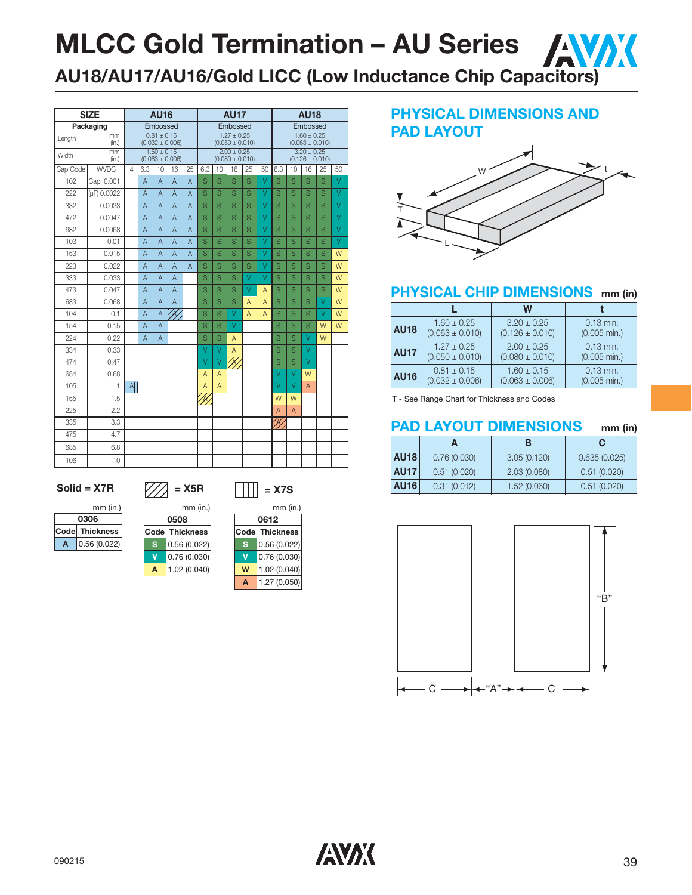# MLCC Gold Termination – AU Series

## AU18/AU17/AU16/Gold LICC (Low Inductance Chip Capacitors)

| SIZE | | AU16 | | | | | AU17 | | | | | AU18 | | | | |
|---|---|---|---|---|---|---|---|---|---|---|---|---|---|---|---|---|
| Packaging | | Embossed | | | | | Embossed | | | | | Embossed | | | | |
| Length | mm (in.) | 0.81 ± 0.15 (0.032 ± 0.006) | | | | | 1.27 ± 0.25 (0.050 ± 0.010) | | | | | 1.60 ± 0.25 (0.063 ± 0.010) | | | | |
| Width | mm (in.) | 1.60 ± 0.15 (0.063 ± 0.006) | | | | | 2.00 ± 0.25 (0.080 ± 0.010) | | | | | 3.20 ± 0.25 (0.126 ± 0.010) | | | | |
| Cap Code | WVDC | 4 | 6.3 | 10 | 16 | 25 | 6.3 | 10 | 16 | 25 | 50 | 6.3 | 10 | 16 | 25 | 50 |
| 102 | Cap 0.001 | | A | A | A | A | S | S | S | S | V | S | S | S | S | V |
| 222 | (μF) 0.0022 | | A | A | A | A | S | S | S | S | V | S | S | S | S | V |
| 332 | 0.0033 | | A | A | A | A | S | S | S | S | V | S | S | S | S | V |
| 472 | 0.0047 | | A | A | A | A | S | S | S | S | V | S | S | S | S | V |
| 682 | 0.0068 | | A | A | A | A | S | S | S | S | V | S | S | S | S | V |
| 103 | 0.01 | | A | A | A | A | S | S | S | S | V | S | S | S | S | V |
| 153 | 0.015 | | A | A | A | A | S | S | S | S | V | S | S | S | S | W |
| 223 | 0.022 | | A | A | A | A | S | S | S | S | V | S | S | S | S | W |
| 333 | 0.033 | | A | A | A | | S | S | S | V | V | S | S | S | S | W |
| 473 | 0.047 | | A | A | A | | S | S | S | V | A | S | S | S | S | W |
| 683 | 0.068 | | A | A | A | | S | S | S | A | A | S | S | S | V | W |
| 104 | 0.1 | | A | A | A (X5R) | | S | S | V | A | A | S | S | S | V | W |
| 154 | 0.15 | | A | A | | | S | S | V | | | S | S | S | W | W |
| 224 | 0.22 | | A | A | | | S | S | A | | | S | S | V | W | |
| 334 | 0.33 | | | | | | V | V | A | | | S | S | V | | |
| 474 | 0.47 | | | | | | V | V | A (X5R) | | | S | S | V | | |
| 684 | 0.68 | | | | | | A | A | | | | V | V | W | | |
| 105 | 1 | A (X7S) | | | | | A | A | | | | V | V | A | | |
| 155 | 1.5 | | | | | | A (X5R) | | | | | W | W | | | |
| 225 | 2.2 | | | | | | | | | | | A | A | | | |
| 335 | 3.3 | | | | | | | | | | | A (X5R) | | | | |
| 475 | 4.7 | | | | | | | | | | | | | | | |
| 685 | 6.8 | | | | | | | | | | | | | | | |
| 106 | 10 | | | | | | | | | | | | | | | |

Solid = X7R    (diagonal hatch) = X5R    (vertical lines) = X7S

**0306** mm (in.)

| Code | Thickness |
|---|---|
| A | 0.56 (0.022) |

**0508** mm (in.)

| Code | Thickness |
|---|---|
| S | 0.56 (0.022) |
| V | 0.76 (0.030) |
| A | 1.02 (0.040) |

**0612** mm (in.)

| Code | Thickness |
|---|---|
| S | 0.56 (0.022) |
| V | 0.76 (0.030) |
| W | 1.02 (0.040) |
| A | 1.27 (0.050) |

## PHYSICAL DIMENSIONS AND PAD LAYOUT

W
t
T
L

## PHYSICAL CHIP DIMENSIONS mm (in)

| | L | W | t |
|---|---|---|---|
| AU18 | 1.60 ± 0.25 (0.063 ± 0.010) | 3.20 ± 0.25 (0.126 ± 0.010) | 0.13 min. (0.005 min.) |
| AU17 | 1.27 ± 0.25 (0.050 ± 0.010) | 2.00 ± 0.25 (0.080 ± 0.010) | 0.13 min. (0.005 min.) |
| AU16 | 0.81 ± 0.15 (0.032 ± 0.006) | 1.60 ± 0.15 (0.063 ± 0.006) | 0.13 min. (0.005 min.) |

T - See Range Chart for Thickness and Codes

## PAD LAYOUT DIMENSIONS mm (in)

| | A | B | C |
|---|---|---|---|
| AU18 | 0.76 (0.030) | 3.05 (0.120) | 0.635 (0.025) |
| AU17 | 0.51 (0.020) | 2.03 (0.080) | 0.51 (0.020) |
| AU16 | 0.31 (0.012) | 1.52 (0.060) | 0.51 (0.020) |

"B"
C "A" C

090215